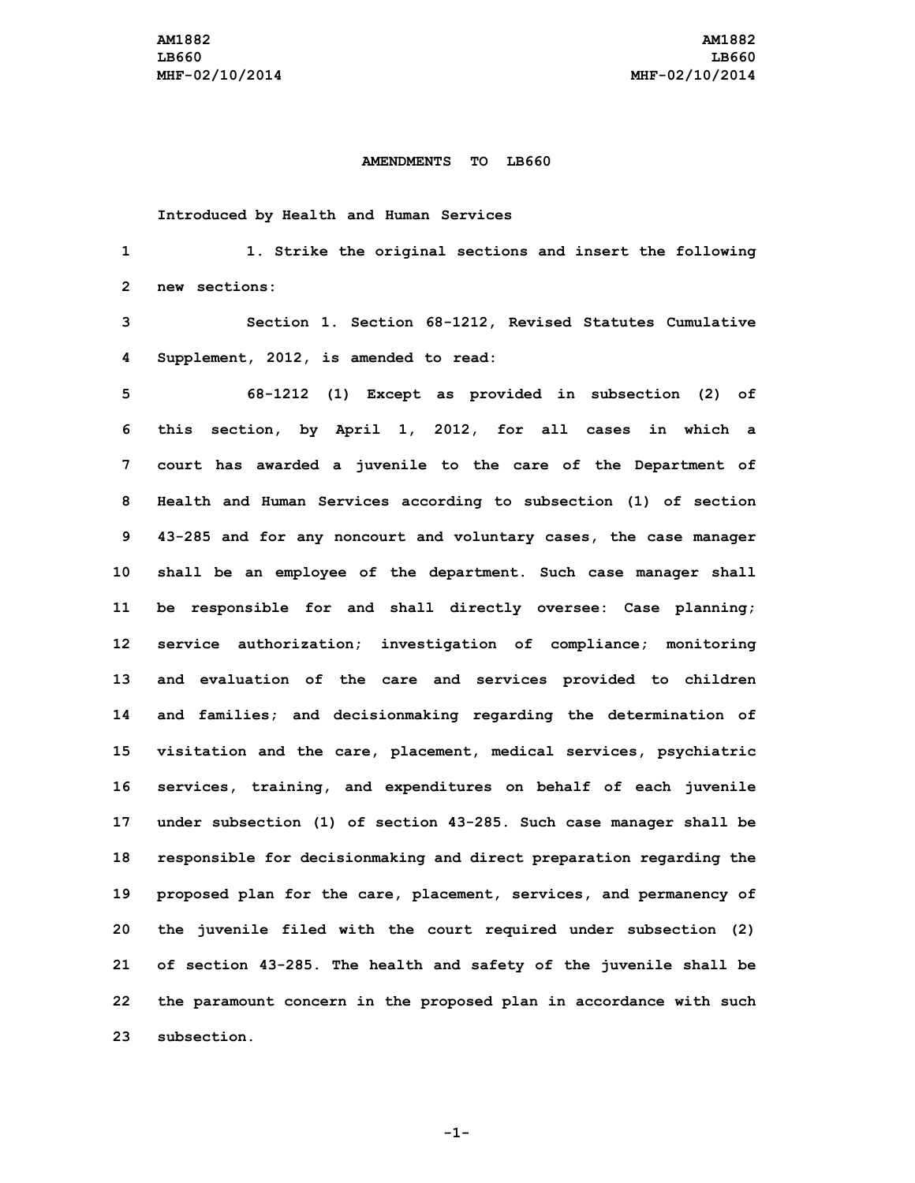**AMENDMENTS TO LB660**

Introduced by Health and Human Services

1. Strike the original sections and insert the following new sections:

Section 1. Section 68-1212, Revised Statutes Cumulative Supplement, 2012, is amended to read:

68-1212 (1) Except as provided in subsection (2) of this section, by April 1, 2012, for all cases in which a court has awarded a juvenile to the care of the Department of Health and Human Services according to subsection (1) of section 43-285 and for any noncourt and voluntary cases, the case manager shall be an employee of the department. Such case manager shall be responsible for and shall directly oversee: Case planning; service authorization; investigation of compliance; monitoring and evaluation of the care and services provided to children and families; and decisionmaking regarding the determination of visitation and the care, placement, medical services, psychiatric services, training, and expenditures on behalf of each juvenile under subsection (1) of section 43-285. Such case manager shall be responsible for decisionmaking and direct preparation regarding the proposed plan for the care, placement, services, and permanency of the juvenile filed with the court required under subsection (2) of section 43-285. The health and safety of the juvenile shall be the paramount concern in the proposed plan in accordance with such subsection.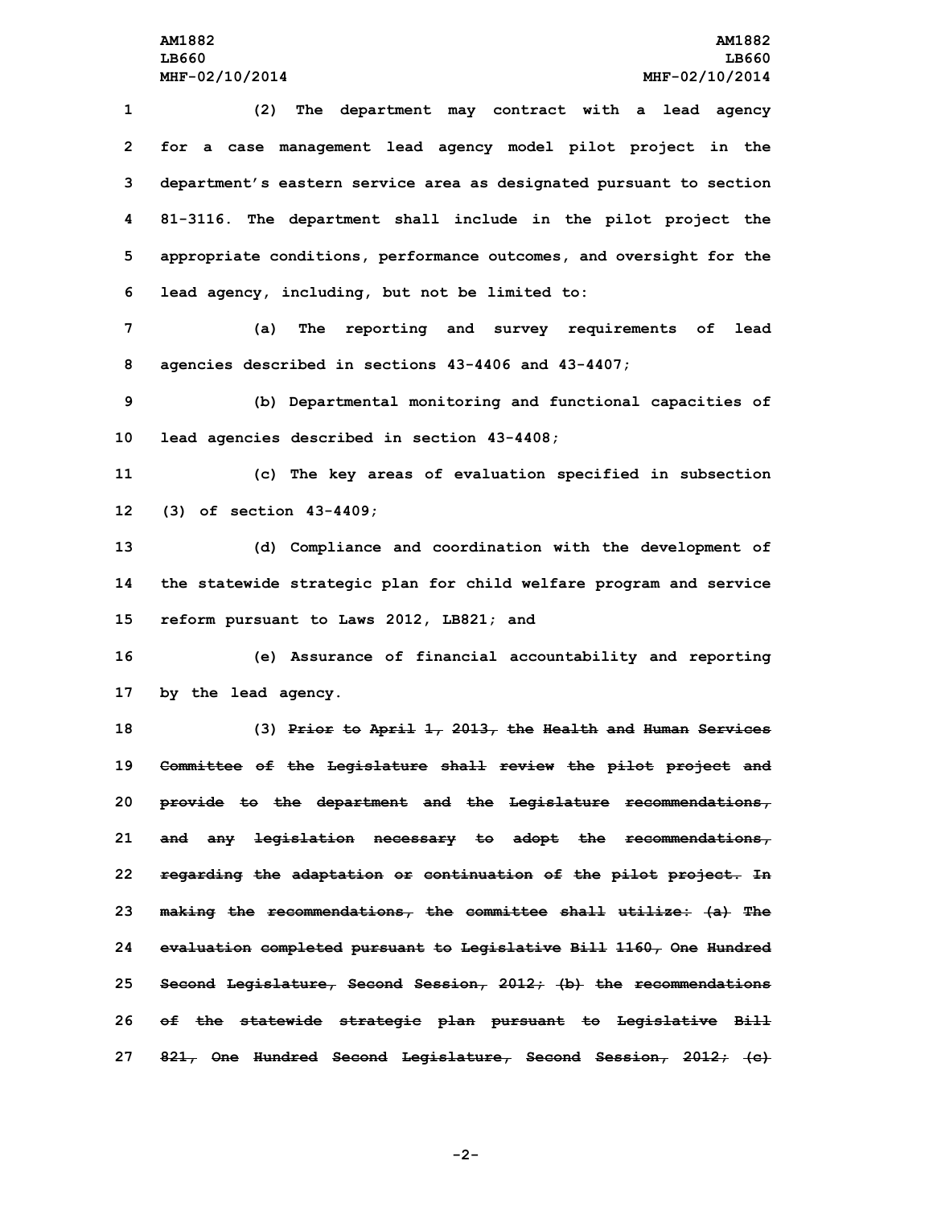(2) The department may contract with a lead agency for a case management lead agency model pilot project in the department's eastern service area as designated pursuant to section 81-3116. The department shall include in the pilot project the appropriate conditions, performance outcomes, and oversight for the lead agency, including, but not be limited to:

(a) The reporting and survey requirements of lead agencies described in sections 43-4406 and 43-4407;

(b) Departmental monitoring and functional capacities of lead agencies described in section 43-4408;

(c) The key areas of evaluation specified in subsection (3) of section 43-4409;

(d) Compliance and coordination with the development of the statewide strategic plan for child welfare program and service reform pursuant to Laws 2012, LB821; and

(e) Assurance of financial accountability and reporting by the lead agency.

(3) ~~Prior to April 1, 2013, the Health and Human Services Committee of the Legislature shall review the pilot project and provide to the department and the Legislature recommendations, and any legislation necessary to adopt the recommendations, regarding the adaptation or continuation of the pilot project. In making the recommendations, the committee shall utilize: (a) The evaluation completed pursuant to Legislative Bill 1160, One Hundred Second Legislature, Second Session, 2012; (b) the recommendations of the statewide strategic plan pursuant to Legislative Bill 821, One Hundred Second Legislature, Second Session, 2012; (c)~~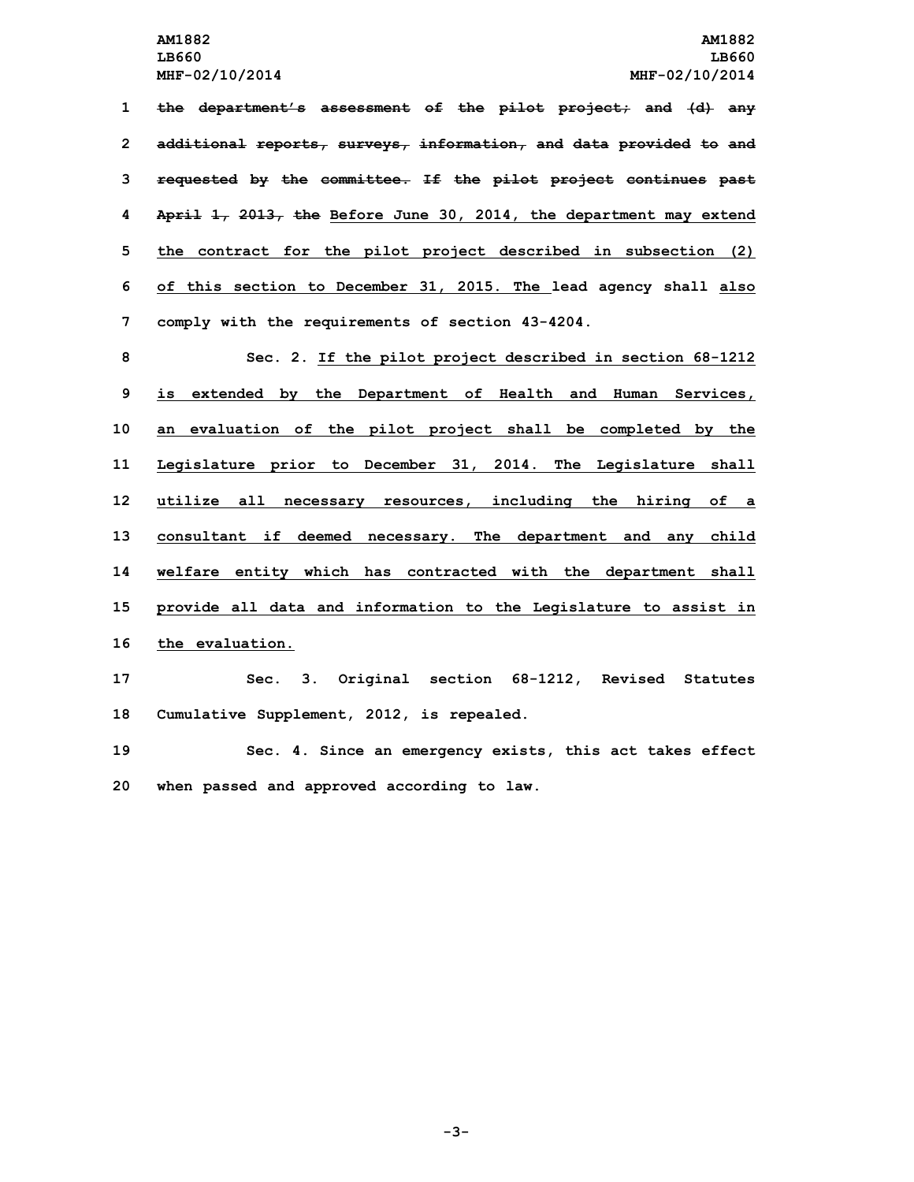~~the department's assessment of the pilot project; and (d) any additional reports, surveys, information, and data provided to and requested by the committee. If the pilot project continues past April 1, 2013, the~~ <u>Before June 30, 2014, the department may extend the contract for the pilot project described in subsection (2) of this section to December 31, 2015. The</u> lead agency shall <u>also</u> comply with the requirements of section 43-4204.

Sec. 2. <u>If the pilot project described in section 68-1212 is extended by the Department of Health and Human Services, an evaluation of the pilot project shall be completed by the Legislature prior to December 31, 2014. The Legislature shall utilize all necessary resources, including the hiring of a consultant if deemed necessary. The department and any child welfare entity which has contracted with the department shall provide all data and information to the Legislature to assist in the evaluation.</u>

Sec. 3. Original section 68-1212, Revised Statutes Cumulative Supplement, 2012, is repealed.

Sec. 4. Since an emergency exists, this act takes effect when passed and approved according to law.